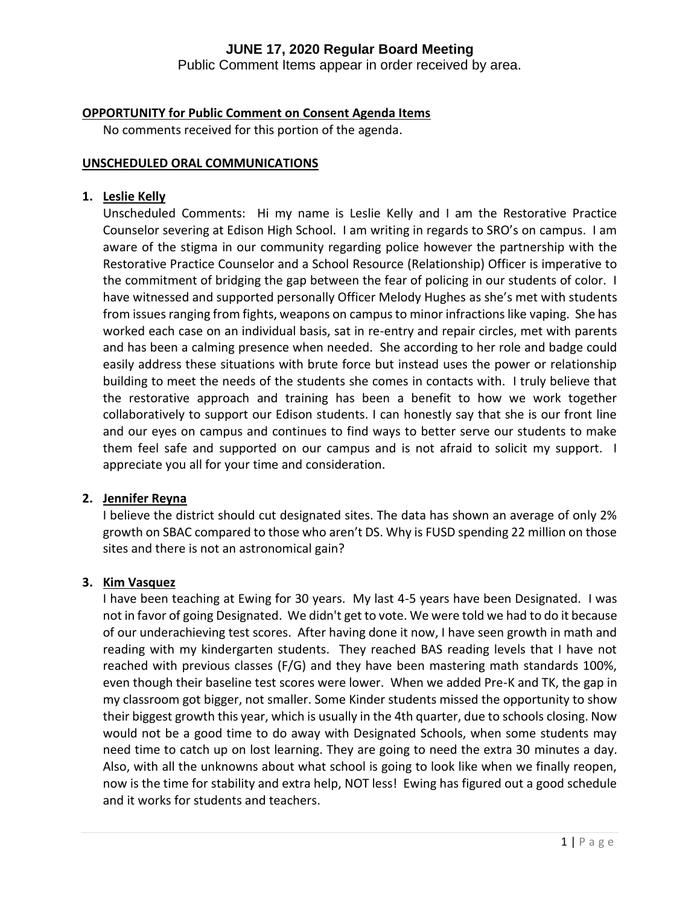# JUNE 17, 2020 Regular Board Meeting

Public Comment Items appear in order received by area.

**OPPORTUNITY for Public Comment on Consent Agenda Items**

No comments received for this portion of the agenda.

**UNSCHEDULED ORAL COMMUNICATIONS**

1. **Leslie Kelly**

   Unscheduled Comments: Hi my name is Leslie Kelly and I am the Restorative Practice Counselor severing at Edison High School. I am writing in regards to SRO's on campus. I am aware of the stigma in our community regarding police however the partnership with the Restorative Practice Counselor and a School Resource (Relationship) Officer is imperative to the commitment of bridging the gap between the fear of policing in our students of color. I have witnessed and supported personally Officer Melody Hughes as she's met with students from issues ranging from fights, weapons on campus to minor infractions like vaping. She has worked each case on an individual basis, sat in re-entry and repair circles, met with parents and has been a calming presence when needed. She according to her role and badge could easily address these situations with brute force but instead uses the power or relationship building to meet the needs of the students she comes in contacts with. I truly believe that the restorative approach and training has been a benefit to how we work together collaboratively to support our Edison students. I can honestly say that she is our front line and our eyes on campus and continues to find ways to better serve our students to make them feel safe and supported on our campus and is not afraid to solicit my support. I appreciate you all for your time and consideration.

2. **Jennifer Reyna**

   I believe the district should cut designated sites. The data has shown an average of only 2% growth on SBAC compared to those who aren't DS. Why is FUSD spending 22 million on those sites and there is not an astronomical gain?

3. **Kim Vasquez**

   I have been teaching at Ewing for 30 years. My last 4-5 years have been Designated. I was not in favor of going Designated. We didn't get to vote. We were told we had to do it because of our underachieving test scores. After having done it now, I have seen growth in math and reading with my kindergarten students. They reached BAS reading levels that I have not reached with previous classes (F/G) and they have been mastering math standards 100%, even though their baseline test scores were lower. When we added Pre-K and TK, the gap in my classroom got bigger, not smaller. Some Kinder students missed the opportunity to show their biggest growth this year, which is usually in the 4th quarter, due to schools closing. Now would not be a good time to do away with Designated Schools, when some students may need time to catch up on lost learning. They are going to need the extra 30 minutes a day. Also, with all the unknowns about what school is going to look like when we finally reopen, now is the time for stability and extra help, NOT less! Ewing has figured out a good schedule and it works for students and teachers.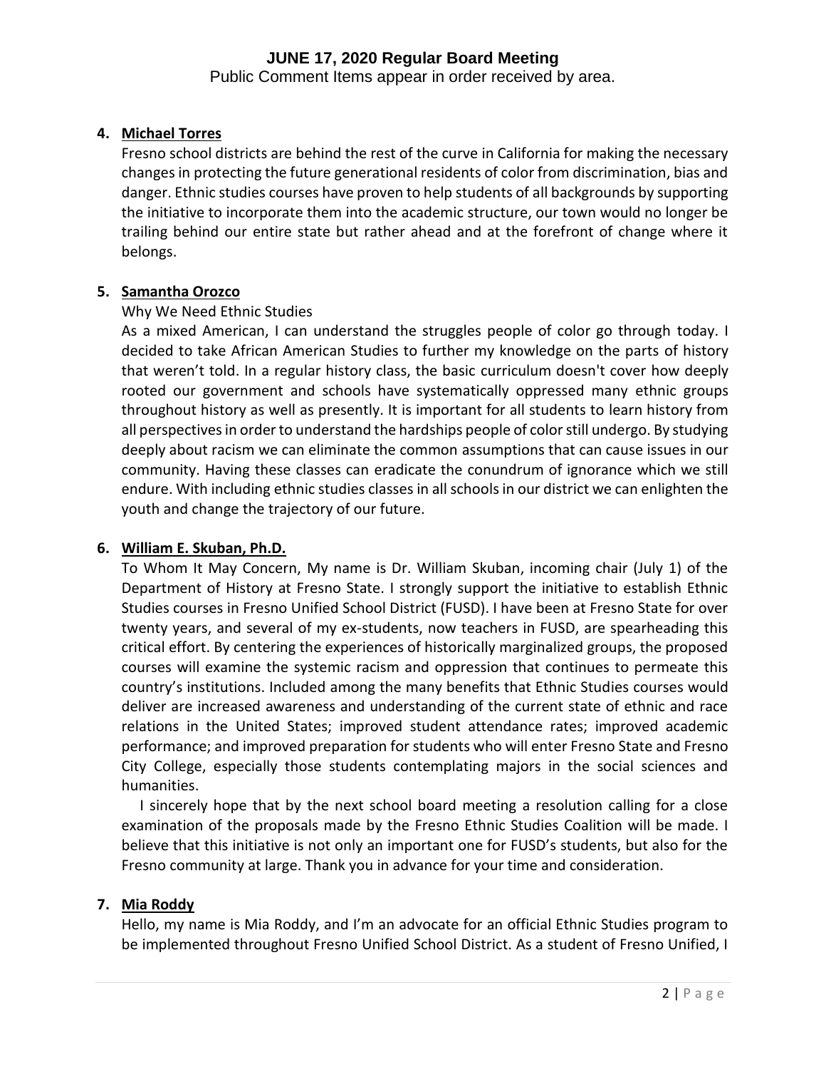4. **Michael Torres**

   Fresno school districts are behind the rest of the curve in California for making the necessary changes in protecting the future generational residents of color from discrimination, bias and danger. Ethnic studies courses have proven to help students of all backgrounds by supporting the initiative to incorporate them into the academic structure, our town would no longer be trailing behind our entire state but rather ahead and at the forefront of change where it belongs.

5. **Samantha Orozco**

   Why We Need Ethnic Studies

   As a mixed American, I can understand the struggles people of color go through today. I decided to take African American Studies to further my knowledge on the parts of history that weren't told. In a regular history class, the basic curriculum doesn't cover how deeply rooted our government and schools have systematically oppressed many ethnic groups throughout history as well as presently. It is important for all students to learn history from all perspectives in order to understand the hardships people of color still undergo. By studying deeply about racism we can eliminate the common assumptions that can cause issues in our community. Having these classes can eradicate the conundrum of ignorance which we still endure. With including ethnic studies classes in all schools in our district we can enlighten the youth and change the trajectory of our future.

6. **William E. Skuban, Ph.D.**

   To Whom It May Concern, My name is Dr. William Skuban, incoming chair (July 1) of the Department of History at Fresno State. I strongly support the initiative to establish Ethnic Studies courses in Fresno Unified School District (FUSD). I have been at Fresno State for over twenty years, and several of my ex-students, now teachers in FUSD, are spearheading this critical effort. By centering the experiences of historically marginalized groups, the proposed courses will examine the systemic racism and oppression that continues to permeate this country's institutions. Included among the many benefits that Ethnic Studies courses would deliver are increased awareness and understanding of the current state of ethnic and race relations in the United States; improved student attendance rates; improved academic performance; and improved preparation for students who will enter Fresno State and Fresno City College, especially those students contemplating majors in the social sciences and humanities.

   I sincerely hope that by the next school board meeting a resolution calling for a close examination of the proposals made by the Fresno Ethnic Studies Coalition will be made. I believe that this initiative is not only an important one for FUSD's students, but also for the Fresno community at large. Thank you in advance for your time and consideration.

7. **Mia Roddy**

   Hello, my name is Mia Roddy, and I'm an advocate for an official Ethnic Studies program to be implemented throughout Fresno Unified School District. As a student of Fresno Unified, I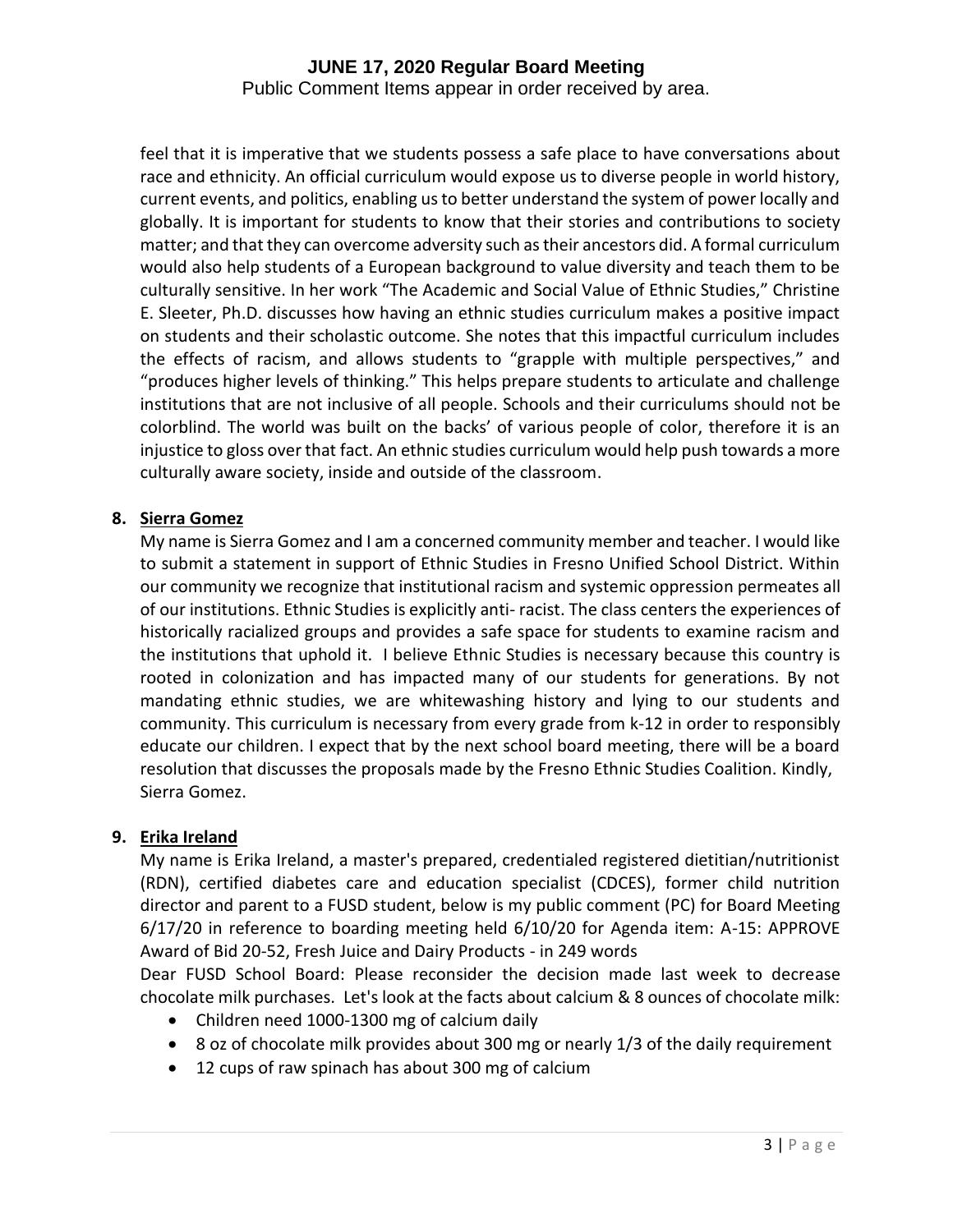feel that it is imperative that we students possess a safe place to have conversations about race and ethnicity. An official curriculum would expose us to diverse people in world history, current events, and politics, enabling us to better understand the system of power locally and globally. It is important for students to know that their stories and contributions to society matter; and that they can overcome adversity such as their ancestors did. A formal curriculum would also help students of a European background to value diversity and teach them to be culturally sensitive. In her work "The Academic and Social Value of Ethnic Studies," Christine E. Sleeter, Ph.D. discusses how having an ethnic studies curriculum makes a positive impact on students and their scholastic outcome. She notes that this impactful curriculum includes the effects of racism, and allows students to "grapple with multiple perspectives," and "produces higher levels of thinking." This helps prepare students to articulate and challenge institutions that are not inclusive of all people. Schools and their curriculums should not be colorblind. The world was built on the backs' of various people of color, therefore it is an injustice to gloss over that fact. An ethnic studies curriculum would help push towards a more culturally aware society, inside and outside of the classroom.

**8. Sierra Gomez**

My name is Sierra Gomez and I am a concerned community member and teacher. I would like to submit a statement in support of Ethnic Studies in Fresno Unified School District. Within our community we recognize that institutional racism and systemic oppression permeates all of our institutions. Ethnic Studies is explicitly anti- racist. The class centers the experiences of historically racialized groups and provides a safe space for students to examine racism and the institutions that uphold it. I believe Ethnic Studies is necessary because this country is rooted in colonization and has impacted many of our students for generations. By not mandating ethnic studies, we are whitewashing history and lying to our students and community. This curriculum is necessary from every grade from k-12 in order to responsibly educate our children. I expect that by the next school board meeting, there will be a board resolution that discusses the proposals made by the Fresno Ethnic Studies Coalition. Kindly, Sierra Gomez.

**9. Erika Ireland**

My name is Erika Ireland, a master's prepared, credentialed registered dietitian/nutritionist (RDN), certified diabetes care and education specialist (CDCES), former child nutrition director and parent to a FUSD student, below is my public comment (PC) for Board Meeting 6/17/20 in reference to boarding meeting held 6/10/20 for Agenda item: A-15: APPROVE Award of Bid 20-52, Fresh Juice and Dairy Products - in 249 words

Dear FUSD School Board: Please reconsider the decision made last week to decrease chocolate milk purchases. Let's look at the facts about calcium & 8 ounces of chocolate milk:

- Children need 1000-1300 mg of calcium daily
- 8 oz of chocolate milk provides about 300 mg or nearly 1/3 of the daily requirement
- 12 cups of raw spinach has about 300 mg of calcium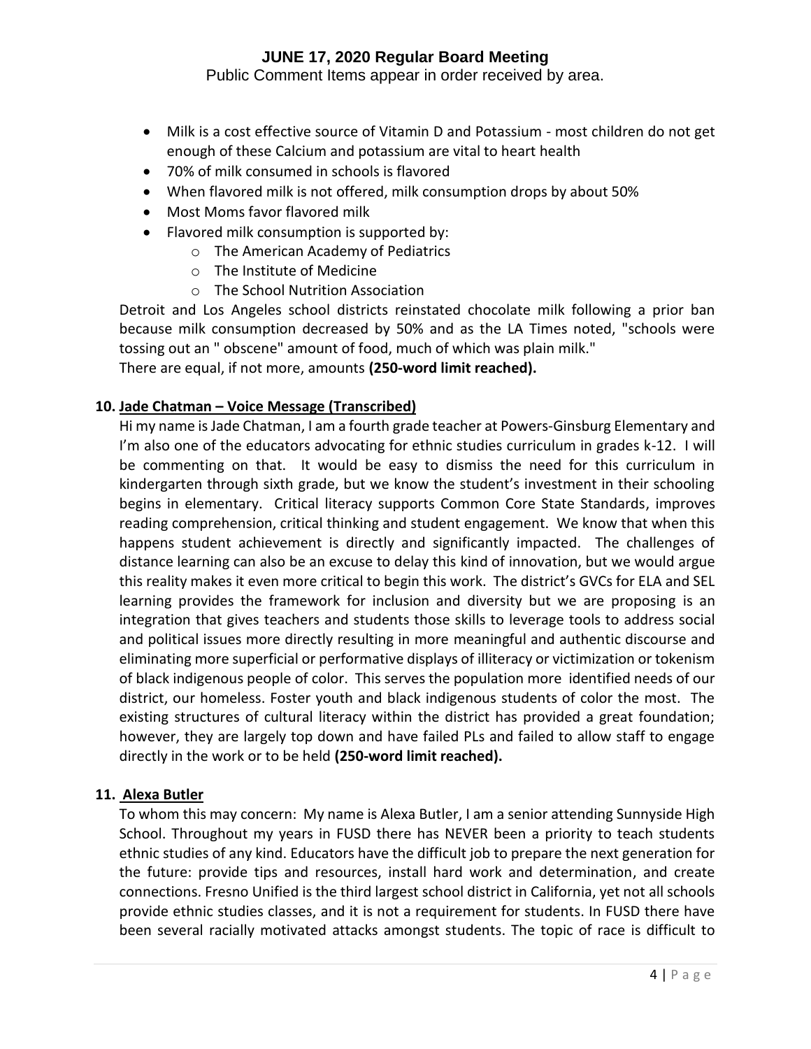- Milk is a cost effective source of Vitamin D and Potassium - most children do not get enough of these Calcium and potassium are vital to heart health
- 70% of milk consumed in schools is flavored
- When flavored milk is not offered, milk consumption drops by about 50%
- Most Moms favor flavored milk
- Flavored milk consumption is supported by:
  - The American Academy of Pediatrics
  - The Institute of Medicine
  - The School Nutrition Association

Detroit and Los Angeles school districts reinstated chocolate milk following a prior ban because milk consumption decreased by 50% and as the LA Times noted, "schools were tossing out an " obscene" amount of food, much of which was plain milk."
There are equal, if not more, amounts **(250-word limit reached).**

**10. Jade Chatman – Voice Message (Transcribed)**

Hi my name is Jade Chatman, I am a fourth grade teacher at Powers-Ginsburg Elementary and I'm also one of the educators advocating for ethnic studies curriculum in grades k-12. I will be commenting on that. It would be easy to dismiss the need for this curriculum in kindergarten through sixth grade, but we know the student's investment in their schooling begins in elementary. Critical literacy supports Common Core State Standards, improves reading comprehension, critical thinking and student engagement. We know that when this happens student achievement is directly and significantly impacted. The challenges of distance learning can also be an excuse to delay this kind of innovation, but we would argue this reality makes it even more critical to begin this work. The district's GVCs for ELA and SEL learning provides the framework for inclusion and diversity but we are proposing is an integration that gives teachers and students those skills to leverage tools to address social and political issues more directly resulting in more meaningful and authentic discourse and eliminating more superficial or performative displays of illiteracy or victimization or tokenism of black indigenous people of color. This serves the population more identified needs of our district, our homeless. Foster youth and black indigenous students of color the most. The existing structures of cultural literacy within the district has provided a great foundation; however, they are largely top down and have failed PLs and failed to allow staff to engage directly in the work or to be held **(250-word limit reached).**

**11. Alexa Butler**

To whom this may concern: My name is Alexa Butler, I am a senior attending Sunnyside High School. Throughout my years in FUSD there has NEVER been a priority to teach students ethnic studies of any kind. Educators have the difficult job to prepare the next generation for the future: provide tips and resources, install hard work and determination, and create connections. Fresno Unified is the third largest school district in California, yet not all schools provide ethnic studies classes, and it is not a requirement for students. In FUSD there have been several racially motivated attacks amongst students. The topic of race is difficult to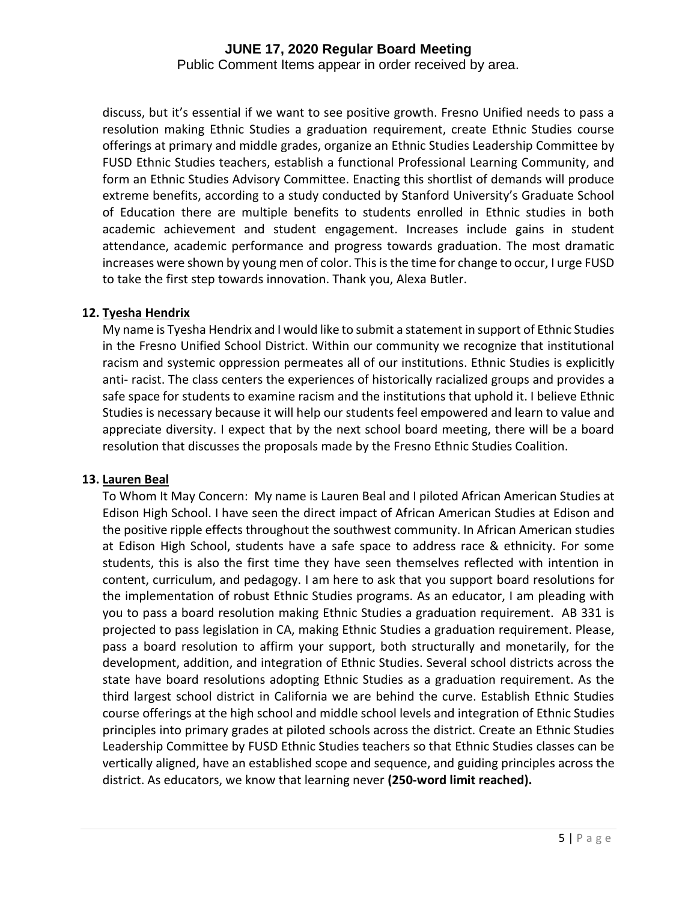discuss, but it's essential if we want to see positive growth. Fresno Unified needs to pass a resolution making Ethnic Studies a graduation requirement, create Ethnic Studies course offerings at primary and middle grades, organize an Ethnic Studies Leadership Committee by FUSD Ethnic Studies teachers, establish a functional Professional Learning Community, and form an Ethnic Studies Advisory Committee. Enacting this shortlist of demands will produce extreme benefits, according to a study conducted by Stanford University's Graduate School of Education there are multiple benefits to students enrolled in Ethnic studies in both academic achievement and student engagement. Increases include gains in student attendance, academic performance and progress towards graduation. The most dramatic increases were shown by young men of color. This is the time for change to occur, I urge FUSD to take the first step towards innovation. Thank you, Alexa Butler.

**12. Tyesha Hendrix**

My name is Tyesha Hendrix and I would like to submit a statement in support of Ethnic Studies in the Fresno Unified School District. Within our community we recognize that institutional racism and systemic oppression permeates all of our institutions. Ethnic Studies is explicitly anti- racist. The class centers the experiences of historically racialized groups and provides a safe space for students to examine racism and the institutions that uphold it. I believe Ethnic Studies is necessary because it will help our students feel empowered and learn to value and appreciate diversity. I expect that by the next school board meeting, there will be a board resolution that discusses the proposals made by the Fresno Ethnic Studies Coalition.

**13. Lauren Beal**

To Whom It May Concern: My name is Lauren Beal and I piloted African American Studies at Edison High School. I have seen the direct impact of African American Studies at Edison and the positive ripple effects throughout the southwest community. In African American studies at Edison High School, students have a safe space to address race & ethnicity. For some students, this is also the first time they have seen themselves reflected with intention in content, curriculum, and pedagogy. I am here to ask that you support board resolutions for the implementation of robust Ethnic Studies programs. As an educator, I am pleading with you to pass a board resolution making Ethnic Studies a graduation requirement. AB 331 is projected to pass legislation in CA, making Ethnic Studies a graduation requirement. Please, pass a board resolution to affirm your support, both structurally and monetarily, for the development, addition, and integration of Ethnic Studies. Several school districts across the state have board resolutions adopting Ethnic Studies as a graduation requirement. As the third largest school district in California we are behind the curve. Establish Ethnic Studies course offerings at the high school and middle school levels and integration of Ethnic Studies principles into primary grades at piloted schools across the district. Create an Ethnic Studies Leadership Committee by FUSD Ethnic Studies teachers so that Ethnic Studies classes can be vertically aligned, have an established scope and sequence, and guiding principles across the district. As educators, we know that learning never **(250-word limit reached).**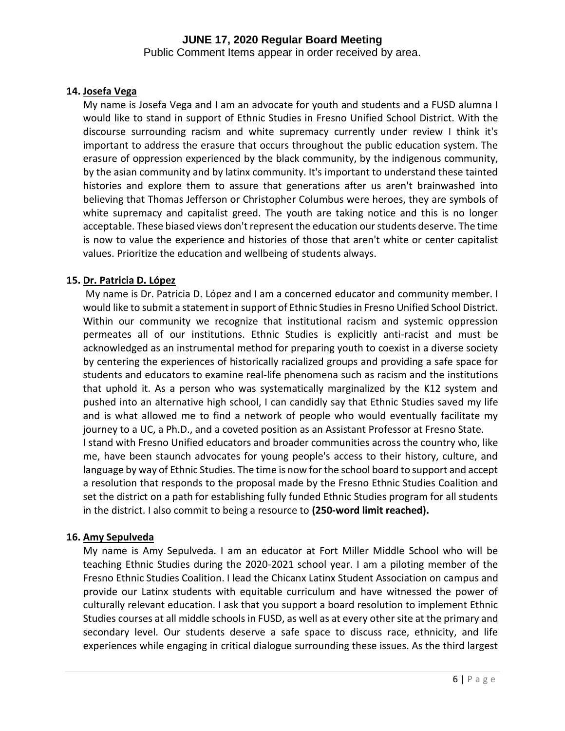**14. Josefa Vega**

My name is Josefa Vega and I am an advocate for youth and students and a FUSD alumna I would like to stand in support of Ethnic Studies in Fresno Unified School District. With the discourse surrounding racism and white supremacy currently under review I think it's important to address the erasure that occurs throughout the public education system. The erasure of oppression experienced by the black community, by the indigenous community, by the asian community and by latinx community. It's important to understand these tainted histories and explore them to assure that generations after us aren't brainwashed into believing that Thomas Jefferson or Christopher Columbus were heroes, they are symbols of white supremacy and capitalist greed. The youth are taking notice and this is no longer acceptable. These biased views don't represent the education our students deserve. The time is now to value the experience and histories of those that aren't white or center capitalist values. Prioritize the education and wellbeing of students always.

**15. Dr. Patricia D. López**

My name is Dr. Patricia D. López and I am a concerned educator and community member. I would like to submit a statement in support of Ethnic Studies in Fresno Unified School District. Within our community we recognize that institutional racism and systemic oppression permeates all of our institutions. Ethnic Studies is explicitly anti-racist and must be acknowledged as an instrumental method for preparing youth to coexist in a diverse society by centering the experiences of historically racialized groups and providing a safe space for students and educators to examine real-life phenomena such as racism and the institutions that uphold it. As a person who was systematically marginalized by the K12 system and pushed into an alternative high school, I can candidly say that Ethnic Studies saved my life and is what allowed me to find a network of people who would eventually facilitate my journey to a UC, a Ph.D., and a coveted position as an Assistant Professor at Fresno State.
I stand with Fresno Unified educators and broader communities across the country who, like me, have been staunch advocates for young people's access to their history, culture, and language by way of Ethnic Studies. The time is now for the school board to support and accept a resolution that responds to the proposal made by the Fresno Ethnic Studies Coalition and set the district on a path for establishing fully funded Ethnic Studies program for all students in the district. I also commit to being a resource to **(250-word limit reached).**

**16. Amy Sepulveda**

My name is Amy Sepulveda. I am an educator at Fort Miller Middle School who will be teaching Ethnic Studies during the 2020-2021 school year. I am a piloting member of the Fresno Ethnic Studies Coalition. I lead the Chicanx Latinx Student Association on campus and provide our Latinx students with equitable curriculum and have witnessed the power of culturally relevant education. I ask that you support a board resolution to implement Ethnic Studies courses at all middle schools in FUSD, as well as at every other site at the primary and secondary level. Our students deserve a safe space to discuss race, ethnicity, and life experiences while engaging in critical dialogue surrounding these issues. As the third largest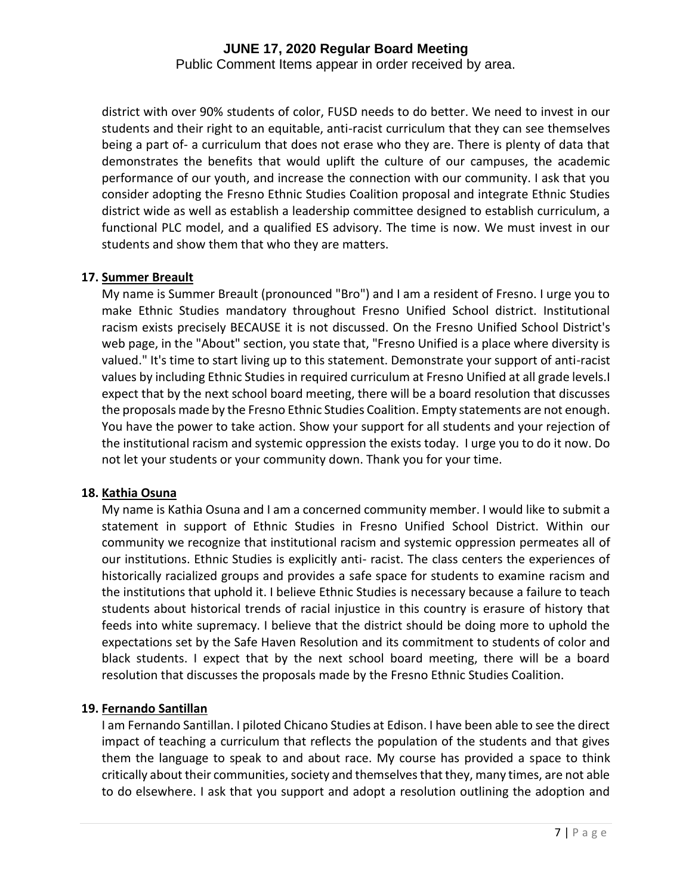district with over 90% students of color, FUSD needs to do better. We need to invest in our students and their right to an equitable, anti-racist curriculum that they can see themselves being a part of- a curriculum that does not erase who they are. There is plenty of data that demonstrates the benefits that would uplift the culture of our campuses, the academic performance of our youth, and increase the connection with our community. I ask that you consider adopting the Fresno Ethnic Studies Coalition proposal and integrate Ethnic Studies district wide as well as establish a leadership committee designed to establish curriculum, a functional PLC model, and a qualified ES advisory. The time is now. We must invest in our students and show them that who they are matters.

**17. Summer Breault**

My name is Summer Breault (pronounced "Bro") and I am a resident of Fresno. I urge you to make Ethnic Studies mandatory throughout Fresno Unified School district. Institutional racism exists precisely BECAUSE it is not discussed. On the Fresno Unified School District's web page, in the "About" section, you state that, "Fresno Unified is a place where diversity is valued." It's time to start living up to this statement. Demonstrate your support of anti-racist values by including Ethnic Studies in required curriculum at Fresno Unified at all grade levels.I expect that by the next school board meeting, there will be a board resolution that discusses the proposals made by the Fresno Ethnic Studies Coalition. Empty statements are not enough. You have the power to take action. Show your support for all students and your rejection of the institutional racism and systemic oppression the exists today. I urge you to do it now. Do not let your students or your community down. Thank you for your time.

**18. Kathia Osuna**

My name is Kathia Osuna and I am a concerned community member. I would like to submit a statement in support of Ethnic Studies in Fresno Unified School District. Within our community we recognize that institutional racism and systemic oppression permeates all of our institutions. Ethnic Studies is explicitly anti- racist. The class centers the experiences of historically racialized groups and provides a safe space for students to examine racism and the institutions that uphold it. I believe Ethnic Studies is necessary because a failure to teach students about historical trends of racial injustice in this country is erasure of history that feeds into white supremacy. I believe that the district should be doing more to uphold the expectations set by the Safe Haven Resolution and its commitment to students of color and black students. I expect that by the next school board meeting, there will be a board resolution that discusses the proposals made by the Fresno Ethnic Studies Coalition.

**19. Fernando Santillan**

I am Fernando Santillan. I piloted Chicano Studies at Edison. I have been able to see the direct impact of teaching a curriculum that reflects the population of the students and that gives them the language to speak to and about race. My course has provided a space to think critically about their communities, society and themselves that they, many times, are not able to do elsewhere. I ask that you support and adopt a resolution outlining the adoption and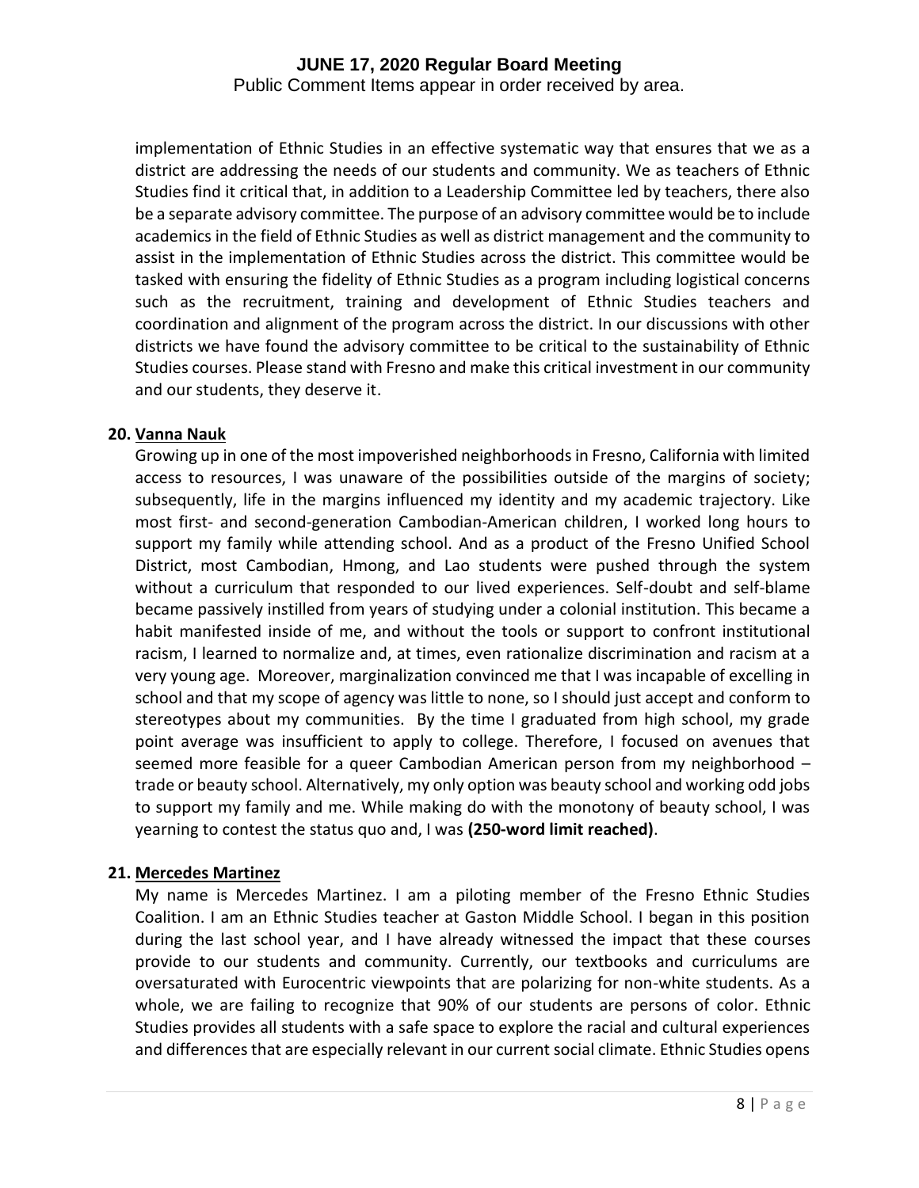implementation of Ethnic Studies in an effective systematic way that ensures that we as a district are addressing the needs of our students and community. We as teachers of Ethnic Studies find it critical that, in addition to a Leadership Committee led by teachers, there also be a separate advisory committee. The purpose of an advisory committee would be to include academics in the field of Ethnic Studies as well as district management and the community to assist in the implementation of Ethnic Studies across the district. This committee would be tasked with ensuring the fidelity of Ethnic Studies as a program including logistical concerns such as the recruitment, training and development of Ethnic Studies teachers and coordination and alignment of the program across the district. In our discussions with other districts we have found the advisory committee to be critical to the sustainability of Ethnic Studies courses. Please stand with Fresno and make this critical investment in our community and our students, they deserve it.

**20. Vanna Nauk**

Growing up in one of the most impoverished neighborhoods in Fresno, California with limited access to resources, I was unaware of the possibilities outside of the margins of society; subsequently, life in the margins influenced my identity and my academic trajectory. Like most first- and second-generation Cambodian-American children, I worked long hours to support my family while attending school. And as a product of the Fresno Unified School District, most Cambodian, Hmong, and Lao students were pushed through the system without a curriculum that responded to our lived experiences. Self-doubt and self-blame became passively instilled from years of studying under a colonial institution. This became a habit manifested inside of me, and without the tools or support to confront institutional racism, I learned to normalize and, at times, even rationalize discrimination and racism at a very young age. Moreover, marginalization convinced me that I was incapable of excelling in school and that my scope of agency was little to none, so I should just accept and conform to stereotypes about my communities. By the time I graduated from high school, my grade point average was insufficient to apply to college. Therefore, I focused on avenues that seemed more feasible for a queer Cambodian American person from my neighborhood – trade or beauty school. Alternatively, my only option was beauty school and working odd jobs to support my family and me. While making do with the monotony of beauty school, I was yearning to contest the status quo and, I was **(250-word limit reached)**.

**21. Mercedes Martinez**

My name is Mercedes Martinez. I am a piloting member of the Fresno Ethnic Studies Coalition. I am an Ethnic Studies teacher at Gaston Middle School. I began in this position during the last school year, and I have already witnessed the impact that these courses provide to our students and community. Currently, our textbooks and curriculums are oversaturated with Eurocentric viewpoints that are polarizing for non-white students. As a whole, we are failing to recognize that 90% of our students are persons of color. Ethnic Studies provides all students with a safe space to explore the racial and cultural experiences and differences that are especially relevant in our current social climate. Ethnic Studies opens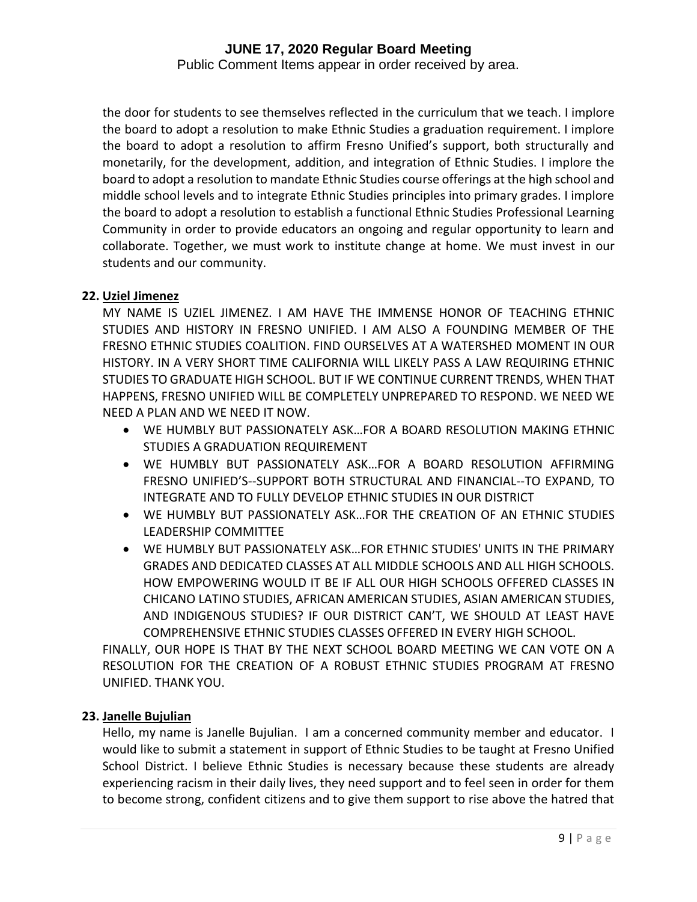the door for students to see themselves reflected in the curriculum that we teach. I implore the board to adopt a resolution to make Ethnic Studies a graduation requirement. I implore the board to adopt a resolution to affirm Fresno Unified's support, both structurally and monetarily, for the development, addition, and integration of Ethnic Studies. I implore the board to adopt a resolution to mandate Ethnic Studies course offerings at the high school and middle school levels and to integrate Ethnic Studies principles into primary grades. I implore the board to adopt a resolution to establish a functional Ethnic Studies Professional Learning Community in order to provide educators an ongoing and regular opportunity to learn and collaborate. Together, we must work to institute change at home. We must invest in our students and our community.

**22. Uziel Jimenez**

MY NAME IS UZIEL JIMENEZ. I AM HAVE THE IMMENSE HONOR OF TEACHING ETHNIC STUDIES AND HISTORY IN FRESNO UNIFIED. I AM ALSO A FOUNDING MEMBER OF THE FRESNO ETHNIC STUDIES COALITION. FIND OURSELVES AT A WATERSHED MOMENT IN OUR HISTORY. IN A VERY SHORT TIME CALIFORNIA WILL LIKELY PASS A LAW REQUIRING ETHNIC STUDIES TO GRADUATE HIGH SCHOOL. BUT IF WE CONTINUE CURRENT TRENDS, WHEN THAT HAPPENS, FRESNO UNIFIED WILL BE COMPLETELY UNPREPARED TO RESPOND. WE NEED WE NEED A PLAN AND WE NEED IT NOW.

- WE HUMBLY BUT PASSIONATELY ASK…FOR A BOARD RESOLUTION MAKING ETHNIC STUDIES A GRADUATION REQUIREMENT
- WE HUMBLY BUT PASSIONATELY ASK…FOR A BOARD RESOLUTION AFFIRMING FRESNO UNIFIED'S--SUPPORT BOTH STRUCTURAL AND FINANCIAL--TO EXPAND, TO INTEGRATE AND TO FULLY DEVELOP ETHNIC STUDIES IN OUR DISTRICT
- WE HUMBLY BUT PASSIONATELY ASK…FOR THE CREATION OF AN ETHNIC STUDIES LEADERSHIP COMMITTEE
- WE HUMBLY BUT PASSIONATELY ASK…FOR ETHNIC STUDIES' UNITS IN THE PRIMARY GRADES AND DEDICATED CLASSES AT ALL MIDDLE SCHOOLS AND ALL HIGH SCHOOLS. HOW EMPOWERING WOULD IT BE IF ALL OUR HIGH SCHOOLS OFFERED CLASSES IN CHICANO LATINO STUDIES, AFRICAN AMERICAN STUDIES, ASIAN AMERICAN STUDIES, AND INDIGENOUS STUDIES? IF OUR DISTRICT CAN'T, WE SHOULD AT LEAST HAVE COMPREHENSIVE ETHNIC STUDIES CLASSES OFFERED IN EVERY HIGH SCHOOL.

FINALLY, OUR HOPE IS THAT BY THE NEXT SCHOOL BOARD MEETING WE CAN VOTE ON A RESOLUTION FOR THE CREATION OF A ROBUST ETHNIC STUDIES PROGRAM AT FRESNO UNIFIED. THANK YOU.

**23. Janelle Bujulian**

Hello, my name is Janelle Bujulian. I am a concerned community member and educator. I would like to submit a statement in support of Ethnic Studies to be taught at Fresno Unified School District. I believe Ethnic Studies is necessary because these students are already experiencing racism in their daily lives, they need support and to feel seen in order for them to become strong, confident citizens and to give them support to rise above the hatred that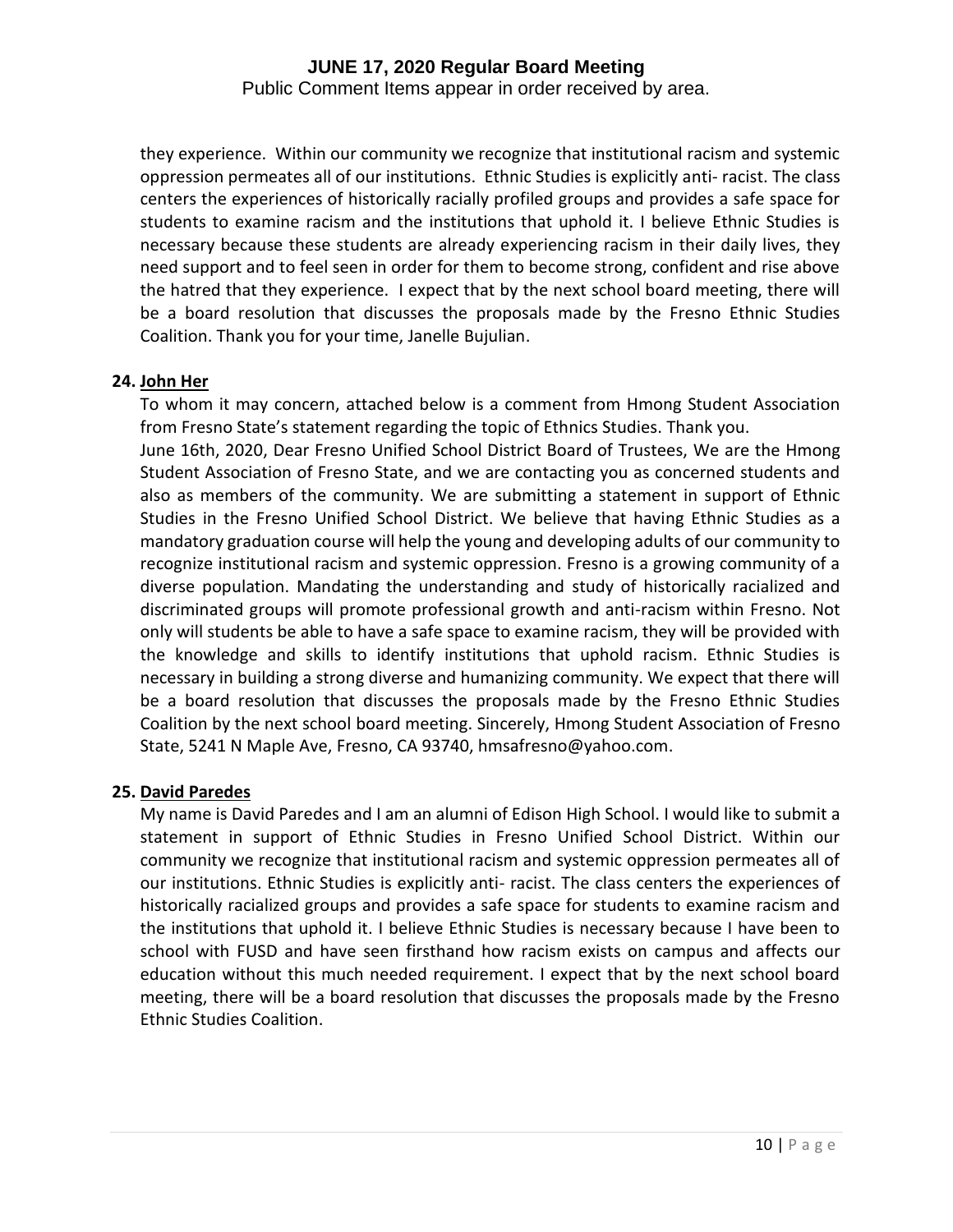they experience. Within our community we recognize that institutional racism and systemic oppression permeates all of our institutions. Ethnic Studies is explicitly anti- racist. The class centers the experiences of historically racially profiled groups and provides a safe space for students to examine racism and the institutions that uphold it. I believe Ethnic Studies is necessary because these students are already experiencing racism in their daily lives, they need support and to feel seen in order for them to become strong, confident and rise above the hatred that they experience. I expect that by the next school board meeting, there will be a board resolution that discusses the proposals made by the Fresno Ethnic Studies Coalition. Thank you for your time, Janelle Bujulian.

**24. John Her**

To whom it may concern, attached below is a comment from Hmong Student Association from Fresno State's statement regarding the topic of Ethnics Studies. Thank you.

June 16th, 2020, Dear Fresno Unified School District Board of Trustees, We are the Hmong Student Association of Fresno State, and we are contacting you as concerned students and also as members of the community. We are submitting a statement in support of Ethnic Studies in the Fresno Unified School District. We believe that having Ethnic Studies as a mandatory graduation course will help the young and developing adults of our community to recognize institutional racism and systemic oppression. Fresno is a growing community of a diverse population. Mandating the understanding and study of historically racialized and discriminated groups will promote professional growth and anti-racism within Fresno. Not only will students be able to have a safe space to examine racism, they will be provided with the knowledge and skills to identify institutions that uphold racism. Ethnic Studies is necessary in building a strong diverse and humanizing community. We expect that there will be a board resolution that discusses the proposals made by the Fresno Ethnic Studies Coalition by the next school board meeting. Sincerely, Hmong Student Association of Fresno State, 5241 N Maple Ave, Fresno, CA 93740, hmsafresno@yahoo.com.

**25. David Paredes**

My name is David Paredes and I am an alumni of Edison High School. I would like to submit a statement in support of Ethnic Studies in Fresno Unified School District. Within our community we recognize that institutional racism and systemic oppression permeates all of our institutions. Ethnic Studies is explicitly anti- racist. The class centers the experiences of historically racialized groups and provides a safe space for students to examine racism and the institutions that uphold it. I believe Ethnic Studies is necessary because I have been to school with FUSD and have seen firsthand how racism exists on campus and affects our education without this much needed requirement. I expect that by the next school board meeting, there will be a board resolution that discusses the proposals made by the Fresno Ethnic Studies Coalition.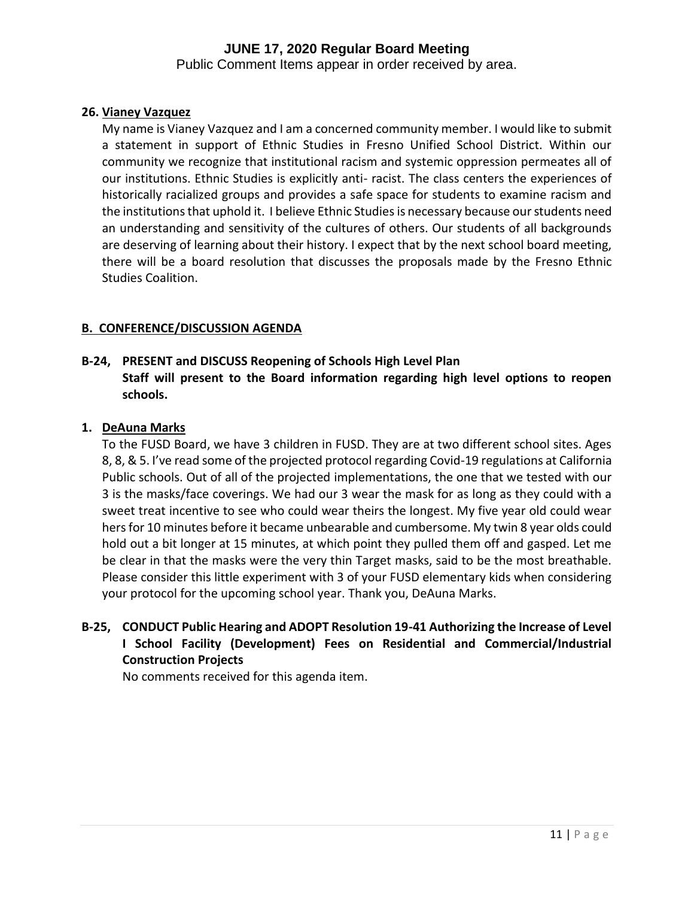**26. Vianey Vazquez**

My name is Vianey Vazquez and I am a concerned community member. I would like to submit a statement in support of Ethnic Studies in Fresno Unified School District. Within our community we recognize that institutional racism and systemic oppression permeates all of our institutions. Ethnic Studies is explicitly anti- racist. The class centers the experiences of historically racialized groups and provides a safe space for students to examine racism and the institutions that uphold it. I believe Ethnic Studies is necessary because our students need an understanding and sensitivity of the cultures of others. Our students of all backgrounds are deserving of learning about their history. I expect that by the next school board meeting, there will be a board resolution that discusses the proposals made by the Fresno Ethnic Studies Coalition.

## B. CONFERENCE/DISCUSSION AGENDA

**B-24, PRESENT and DISCUSS Reopening of Schools High Level Plan**
**Staff will present to the Board information regarding high level options to reopen schools.**

**1. DeAuna Marks**

To the FUSD Board, we have 3 children in FUSD. They are at two different school sites. Ages 8, 8, & 5. I've read some of the projected protocol regarding Covid-19 regulations at California Public schools. Out of all of the projected implementations, the one that we tested with our 3 is the masks/face coverings. We had our 3 wear the mask for as long as they could with a sweet treat incentive to see who could wear theirs the longest. My five year old could wear hers for 10 minutes before it became unbearable and cumbersome. My twin 8 year olds could hold out a bit longer at 15 minutes, at which point they pulled them off and gasped. Let me be clear in that the masks were the very thin Target masks, said to be the most breathable. Please consider this little experiment with 3 of your FUSD elementary kids when considering your protocol for the upcoming school year. Thank you, DeAuna Marks.

**B-25, CONDUCT Public Hearing and ADOPT Resolution 19-41 Authorizing the Increase of Level I School Facility (Development) Fees on Residential and Commercial/Industrial Construction Projects**

No comments received for this agenda item.